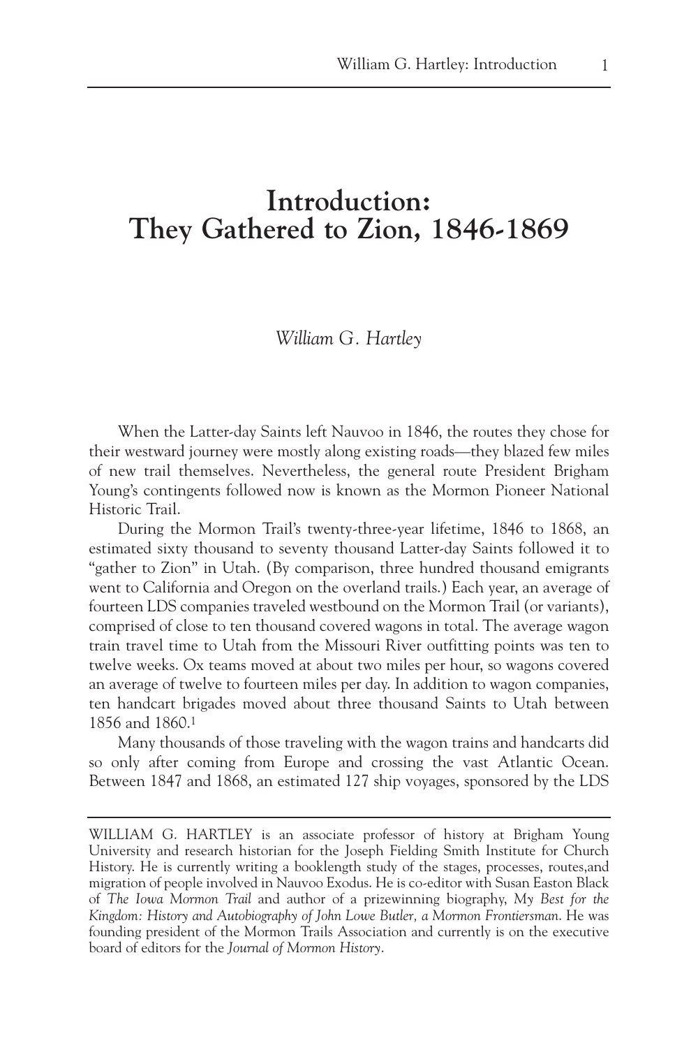# Introduction: They Gathered to Zion, 1846-1869

*William G. Hartley*

When the Latter-day Saints left Nauvoo in 1846, the routes they chose for their westward journey were mostly along existing roads—they blazed few miles of new trail themselves. Nevertheless, the general route President Brigham Young's contingents followed now is known as the Mormon Pioneer National Historic Trail.

During the Mormon Trail's twenty-three-year lifetime, 1846 to 1868, an estimated sixty thousand to seventy thousand Latter-day Saints followed it to "gather to Zion" in Utah. (By comparison, three hundred thousand emigrants went to California and Oregon on the overland trails.) Each year, an average of fourteen LDS companies traveled westbound on the Mormon Trail (or variants), comprised of close to ten thousand covered wagons in total. The average wagon train travel time to Utah from the Missouri River outfitting points was ten to twelve weeks. Ox teams moved at about two miles per hour, so wagons covered an average of twelve to fourteen miles per day. In addition to wagon companies, ten handcart brigades moved about three thousand Saints to Utah between 1856 and 1860.[1]

Many thousands of those traveling with the wagon trains and handcarts did so only after coming from Europe and crossing the vast Atlantic Ocean. Between 1847 and 1868, an estimated 127 ship voyages, sponsored by the LDS

---

WILLIAM G. HARTLEY is an associate professor of history at Brigham Young University and research historian for the Joseph Fielding Smith Institute for Church History. He is currently writing a booklength study of the stages, processes, routes,and migration of people involved in Nauvoo Exodus. He is co-editor with Susan Easton Black of *The Iowa Mormon Trail* and author of a prizewinning biography, *My Best for the Kingdom: History and Autobiography of John Lowe Butler, a Mormon Frontiersman*. He was founding president of the Mormon Trails Association and currently is on the executive board of editors for the *Journal of Mormon History*.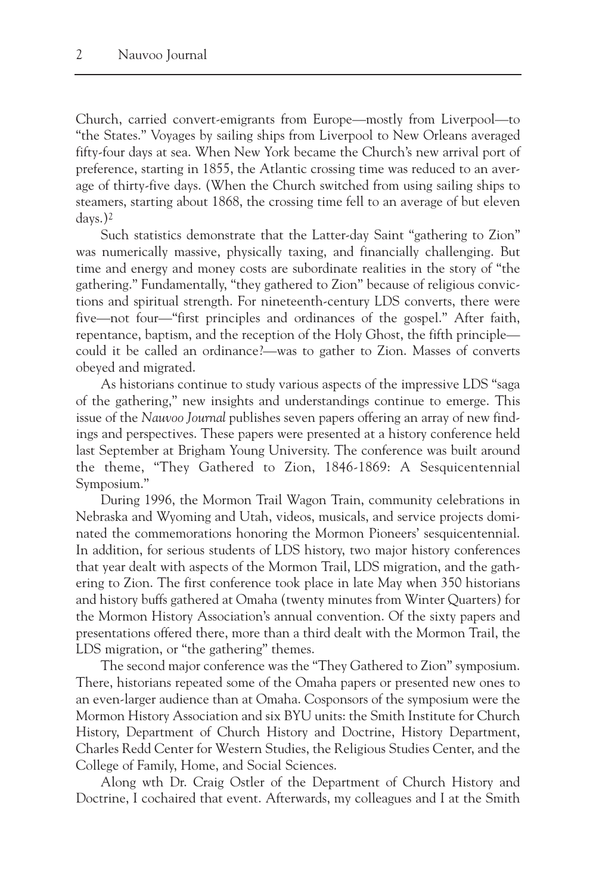Church, carried convert-emigrants from Europe—mostly from Liverpool—to "the States." Voyages by sailing ships from Liverpool to New Orleans averaged fifty-four days at sea. When New York became the Church's new arrival port of preference, starting in 1855, the Atlantic crossing time was reduced to an average of thirty-five days. (When the Church switched from using sailing ships to steamers, starting about 1868, the crossing time fell to an average of but eleven days.)[2]

Such statistics demonstrate that the Latter-day Saint "gathering to Zion" was numerically massive, physically taxing, and financially challenging. But time and energy and money costs are subordinate realities in the story of "the gathering." Fundamentally, "they gathered to Zion" because of religious convictions and spiritual strength. For nineteenth-century LDS converts, there were five—not four—"first principles and ordinances of the gospel." After faith, repentance, baptism, and the reception of the Holy Ghost, the fifth principle—could it be called an ordinance?—was to gather to Zion. Masses of converts obeyed and migrated.

As historians continue to study various aspects of the impressive LDS "saga of the gathering," new insights and understandings continue to emerge. This issue of the *Nauvoo Journal* publishes seven papers offering an array of new findings and perspectives. These papers were presented at a history conference held last September at Brigham Young University. The conference was built around the theme, "They Gathered to Zion, 1846-1869: A Sesquicentennial Symposium."

During 1996, the Mormon Trail Wagon Train, community celebrations in Nebraska and Wyoming and Utah, videos, musicals, and service projects dominated the commemorations honoring the Mormon Pioneers' sesquicentennial. In addition, for serious students of LDS history, two major history conferences that year dealt with aspects of the Mormon Trail, LDS migration, and the gathering to Zion. The first conference took place in late May when 350 historians and history buffs gathered at Omaha (twenty minutes from Winter Quarters) for the Mormon History Association's annual convention. Of the sixty papers and presentations offered there, more than a third dealt with the Mormon Trail, the LDS migration, or "the gathering" themes.

The second major conference was the "They Gathered to Zion" symposium. There, historians repeated some of the Omaha papers or presented new ones to an even-larger audience than at Omaha. Cosponsors of the symposium were the Mormon History Association and six BYU units: the Smith Institute for Church History, Department of Church History and Doctrine, History Department, Charles Redd Center for Western Studies, the Religious Studies Center, and the College of Family, Home, and Social Sciences.

Along wth Dr. Craig Ostler of the Department of Church History and Doctrine, I cochaired that event. Afterwards, my colleagues and I at the Smith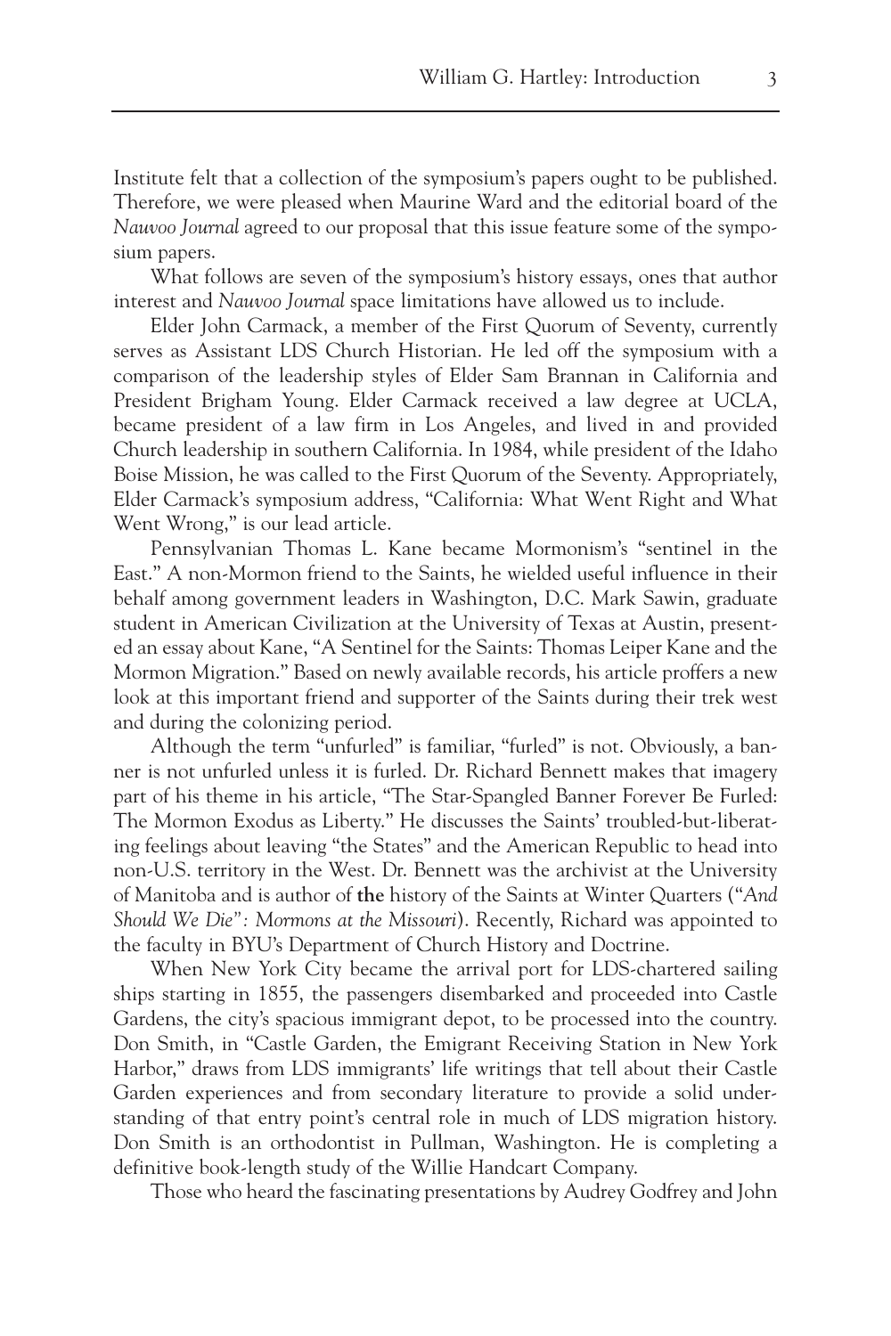Institute felt that a collection of the symposium's papers ought to be published. Therefore, we were pleased when Maurine Ward and the editorial board of the *Nauvoo Journal* agreed to our proposal that this issue feature some of the symposium papers.

What follows are seven of the symposium's history essays, ones that author interest and *Nauvoo Journal* space limitations have allowed us to include.

Elder John Carmack, a member of the First Quorum of Seventy, currently serves as Assistant LDS Church Historian. He led off the symposium with a comparison of the leadership styles of Elder Sam Brannan in California and President Brigham Young. Elder Carmack received a law degree at UCLA, became president of a law firm in Los Angeles, and lived in and provided Church leadership in southern California. In 1984, while president of the Idaho Boise Mission, he was called to the First Quorum of the Seventy. Appropriately, Elder Carmack's symposium address, "California: What Went Right and What Went Wrong," is our lead article.

Pennsylvanian Thomas L. Kane became Mormonism's "sentinel in the East." A non-Mormon friend to the Saints, he wielded useful influence in their behalf among government leaders in Washington, D.C. Mark Sawin, graduate student in American Civilization at the University of Texas at Austin, presented an essay about Kane, "A Sentinel for the Saints: Thomas Leiper Kane and the Mormon Migration." Based on newly available records, his article proffers a new look at this important friend and supporter of the Saints during their trek west and during the colonizing period.

Although the term "unfurled" is familiar, "furled" is not. Obviously, a banner is not unfurled unless it is furled. Dr. Richard Bennett makes that imagery part of his theme in his article, "The Star-Spangled Banner Forever Be Furled: The Mormon Exodus as Liberty." He discusses the Saints' troubled-but-liberating feelings about leaving "the States" and the American Republic to head into non-U.S. territory in the West. Dr. Bennett was the archivist at the University of Manitoba and is author of **the** history of the Saints at Winter Quarters (*"And Should We Die": Mormons at the Missouri*). Recently, Richard was appointed to the faculty in BYU's Department of Church History and Doctrine.

When New York City became the arrival port for LDS-chartered sailing ships starting in 1855, the passengers disembarked and proceeded into Castle Gardens, the city's spacious immigrant depot, to be processed into the country. Don Smith, in "Castle Garden, the Emigrant Receiving Station in New York Harbor," draws from LDS immigrants' life writings that tell about their Castle Garden experiences and from secondary literature to provide a solid understanding of that entry point's central role in much of LDS migration history. Don Smith is an orthodontist in Pullman, Washington. He is completing a definitive book-length study of the Willie Handcart Company.

Those who heard the fascinating presentations by Audrey Godfrey and John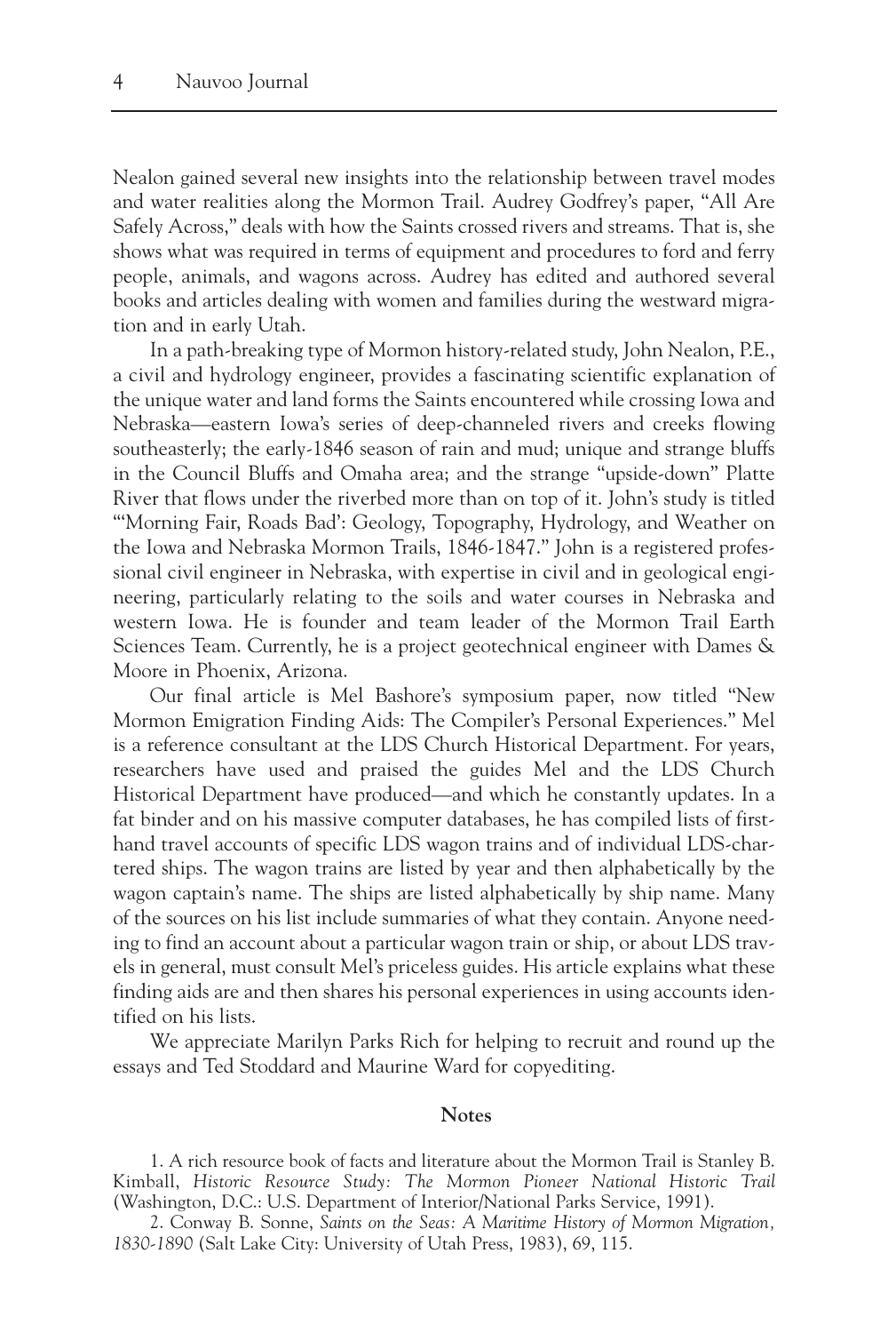Nealon gained several new insights into the relationship between travel modes and water realities along the Mormon Trail. Audrey Godfrey's paper, "All Are Safely Across," deals with how the Saints crossed rivers and streams. That is, she shows what was required in terms of equipment and procedures to ford and ferry people, animals, and wagons across. Audrey has edited and authored several books and articles dealing with women and families during the westward migration and in early Utah.

In a path-breaking type of Mormon history-related study, John Nealon, P.E., a civil and hydrology engineer, provides a fascinating scientific explanation of the unique water and land forms the Saints encountered while crossing Iowa and Nebraska—eastern Iowa's series of deep-channeled rivers and creeks flowing southeasterly; the early-1846 season of rain and mud; unique and strange bluffs in the Council Bluffs and Omaha area; and the strange "upside-down" Platte River that flows under the riverbed more than on top of it. John's study is titled "'Morning Fair, Roads Bad': Geology, Topography, Hydrology, and Weather on the Iowa and Nebraska Mormon Trails, 1846-1847." John is a registered professional civil engineer in Nebraska, with expertise in civil and in geological engineering, particularly relating to the soils and water courses in Nebraska and western Iowa. He is founder and team leader of the Mormon Trail Earth Sciences Team. Currently, he is a project geotechnical engineer with Dames & Moore in Phoenix, Arizona.

Our final article is Mel Bashore's symposium paper, now titled "New Mormon Emigration Finding Aids: The Compiler's Personal Experiences." Mel is a reference consultant at the LDS Church Historical Department. For years, researchers have used and praised the guides Mel and the LDS Church Historical Department have produced—and which he constantly updates. In a fat binder and on his massive computer databases, he has compiled lists of first-hand travel accounts of specific LDS wagon trains and of individual LDS-chartered ships. The wagon trains are listed by year and then alphabetically by the wagon captain's name. The ships are listed alphabetically by ship name. Many of the sources on his list include summaries of what they contain. Anyone needing to find an account about a particular wagon train or ship, or about LDS travels in general, must consult Mel's priceless guides. His article explains what these finding aids are and then shares his personal experiences in using accounts identified on his lists.

We appreciate Marilyn Parks Rich for helping to recruit and round up the essays and Ted Stoddard and Maurine Ward for copyediting.

## Notes

1. A rich resource book of facts and literature about the Mormon Trail is Stanley B. Kimball, *Historic Resource Study: The Mormon Pioneer National Historic Trail* (Washington, D.C.: U.S. Department of Interior/National Parks Service, 1991).

2. Conway B. Sonne, *Saints on the Seas: A Maritime History of Mormon Migration, 1830-1890* (Salt Lake City: University of Utah Press, 1983), 69, 115.